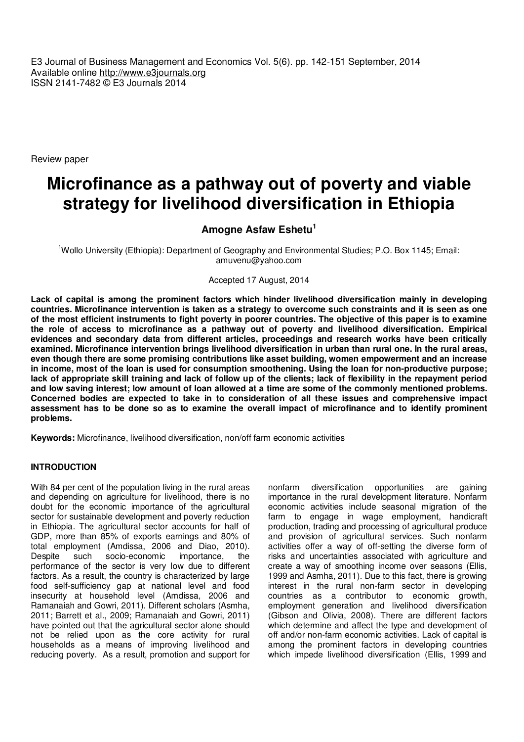Review paper

# Microfinance as a pathway out of poverty and viable strategy for livelihood diversification in Ethiopia

**Amogne Asfaw Eshetu**[1]

[1]Wollo University (Ethiopia): Department of Geography and Environmental Studies; P.O. Box 1145; Email: amuvenu@yahoo.com

Accepted 17 August, 2014

**Lack of capital is among the prominent factors which hinder livelihood diversification mainly in developing countries. Microfinance intervention is taken as a strategy to overcome such constraints and it is seen as one of the most efficient instruments to fight poverty in poorer countries. The objective of this paper is to examine the role of access to microfinance as a pathway out of poverty and livelihood diversification. Empirical evidences and secondary data from different articles, proceedings and research works have been critically examined. Microfinance intervention brings livelihood diversification in urban than rural one. In the rural areas, even though there are some promising contributions like asset building, women empowerment and an increase in income, most of the loan is used for consumption smoothening. Using the loan for non-productive purpose; lack of appropriate skill training and lack of follow up of the clients; lack of flexibility in the repayment period and low saving interest; low amount of loan allowed at a time are some of the commonly mentioned problems. Concerned bodies are expected to take in to consideration of all these issues and comprehensive impact assessment has to be done so as to examine the overall impact of microfinance and to identify prominent problems.**

**Keywords:** Microfinance, livelihood diversification, non/off farm economic activities

## INTRODUCTION

With 84 per cent of the population living in the rural areas and depending on agriculture for livelihood, there is no doubt for the economic importance of the agricultural sector for sustainable development and poverty reduction in Ethiopia. The agricultural sector accounts for half of GDP, more than 85% of exports earnings and 80% of total employment (Amdissa, 2006 and Diao, 2010). Despite such socio-economic importance, the performance of the sector is very low due to different factors. As a result, the country is characterized by large food self-sufficiency gap at national level and food insecurity at household level (Amdissa, 2006 and Ramanaiah and Gowri, 2011). Different scholars (Asmha, 2011; Barrett et al., 2009; Ramanaiah and Gowri, 2011) have pointed out that the agricultural sector alone should not be relied upon as the core activity for rural households as a means of improving livelihood and reducing poverty. As a result, promotion and support for nonfarm diversification opportunities are gaining importance in the rural development literature. Nonfarm economic activities include seasonal migration of the farm to engage in wage employment, handicraft production, trading and processing of agricultural produce and provision of agricultural services. Such nonfarm activities offer a way of off-setting the diverse form of risks and uncertainties associated with agriculture and create a way of smoothing income over seasons (Ellis, 1999 and Asmha, 2011). Due to this fact, there is growing interest in the rural non-farm sector in developing countries as a contributor to economic growth, employment generation and livelihood diversification (Gibson and Olivia, 2008). There are different factors which determine and affect the type and development of off and/or non-farm economic activities. Lack of capital is among the prominent factors in developing countries which impede livelihood diversification (Ellis, 1999 and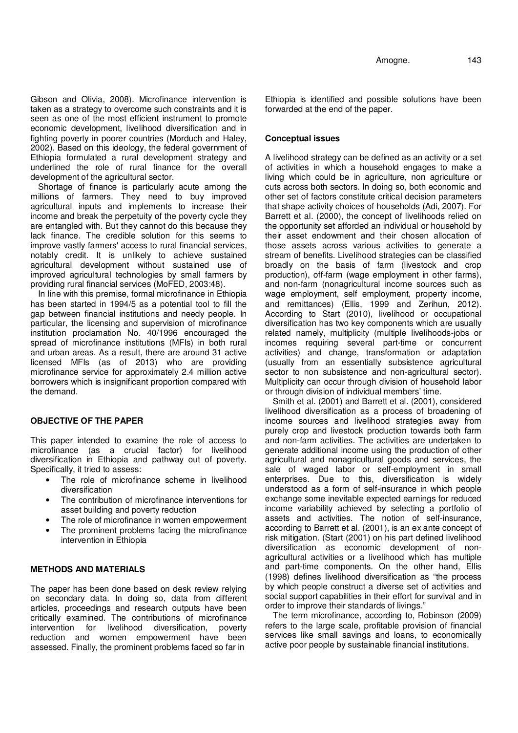Gibson and Olivia, 2008). Microfinance intervention is taken as a strategy to overcome such constraints and it is seen as one of the most efficient instrument to promote economic development, livelihood diversification and in fighting poverty in poorer countries (Morduch and Haley, 2002). Based on this ideology, the federal government of Ethiopia formulated a rural development strategy and underlined the role of rural finance for the overall development of the agricultural sector.

Shortage of finance is particularly acute among the millions of farmers. They need to buy improved agricultural inputs and implements to increase their income and break the perpetuity of the poverty cycle they are entangled with. But they cannot do this because they lack finance. The credible solution for this seems to improve vastly farmers' access to rural financial services, notably credit. It is unlikely to achieve sustained agricultural development without sustained use of improved agricultural technologies by small farmers by providing rural financial services (MoFED, 2003:48).

In line with this premise, formal microfinance in Ethiopia has been started in 1994/5 as a potential tool to fill the gap between financial institutions and needy people. In particular, the licensing and supervision of microfinance institution proclamation No. 40/1996 encouraged the spread of microfinance institutions (MFIs) in both rural and urban areas. As a result, there are around 31 active licensed MFIs (as of 2013) who are providing microfinance service for approximately 2.4 million active borrowers which is insignificant proportion compared with the demand.

## OBJECTIVE OF THE PAPER

This paper intended to examine the role of access to microfinance (as a crucial factor) for livelihood diversification in Ethiopia and pathway out of poverty. Specifically, it tried to assess:

- The role of microfinance scheme in livelihood diversification
- The contribution of microfinance interventions for asset building and poverty reduction
- The role of microfinance in women empowerment
- The prominent problems facing the microfinance intervention in Ethiopia

## METHODS AND MATERIALS

The paper has been done based on desk review relying on secondary data. In doing so, data from different articles, proceedings and research outputs have been critically examined. The contributions of microfinance intervention for livelihood diversification, poverty reduction and women empowerment have been assessed. Finally, the prominent problems faced so far in Ethiopia is identified and possible solutions have been forwarded at the end of the paper.

### Conceptual issues

A livelihood strategy can be defined as an activity or a set of activities in which a household engages to make a living which could be in agriculture, non agriculture or cuts across both sectors. In doing so, both economic and other set of factors constitute critical decision parameters that shape activity choices of households (Adi, 2007). For Barrett et al. (2000), the concept of livelihoods relied on the opportunity set afforded an individual or household by their asset endowment and their chosen allocation of those assets across various activities to generate a stream of benefits. Livelihood strategies can be classified broadly on the basis of farm (livestock and crop production), off-farm (wage employment in other farms), and non-farm (nonagricultural income sources such as wage employment, self employment, property income, and remittances) (Ellis, 1999 and Zerihun, 2012). According to Start (2010), livelihood or occupational diversification has two key components which are usually related namely, multiplicity (multiple livelihoods-jobs or incomes requiring several part-time or concurrent activities) and change, transformation or adaptation (usually from an essentially subsistence agricultural sector to non subsistence and non-agricultural sector). Multiplicity can occur through division of household labor or through division of individual members' time.

Smith et al. (2001) and Barrett et al. (2001), considered livelihood diversification as a process of broadening of income sources and livelihood strategies away from purely crop and livestock production towards both farm and non-farm activities. The activities are undertaken to generate additional income using the production of other agricultural and nonagricultural goods and services, the sale of waged labor or self-employment in small enterprises. Due to this, diversification is widely understood as a form of self-insurance in which people exchange some inevitable expected earnings for reduced income variability achieved by selecting a portfolio of assets and activities. The notion of self-insurance, according to Barrett et al. (2001), is an ex ante concept of risk mitigation. (Start (2001) on his part defined livelihood diversification as economic development of non-agricultural activities or a livelihood which has multiple and part-time components. On the other hand, Ellis (1998) defines livelihood diversification as "the process by which people construct a diverse set of activities and social support capabilities in their effort for survival and in order to improve their standards of livings."

The term microfinance, according to, Robinson (2009) refers to the large scale, profitable provision of financial services like small savings and loans, to economically active poor people by sustainable financial institutions.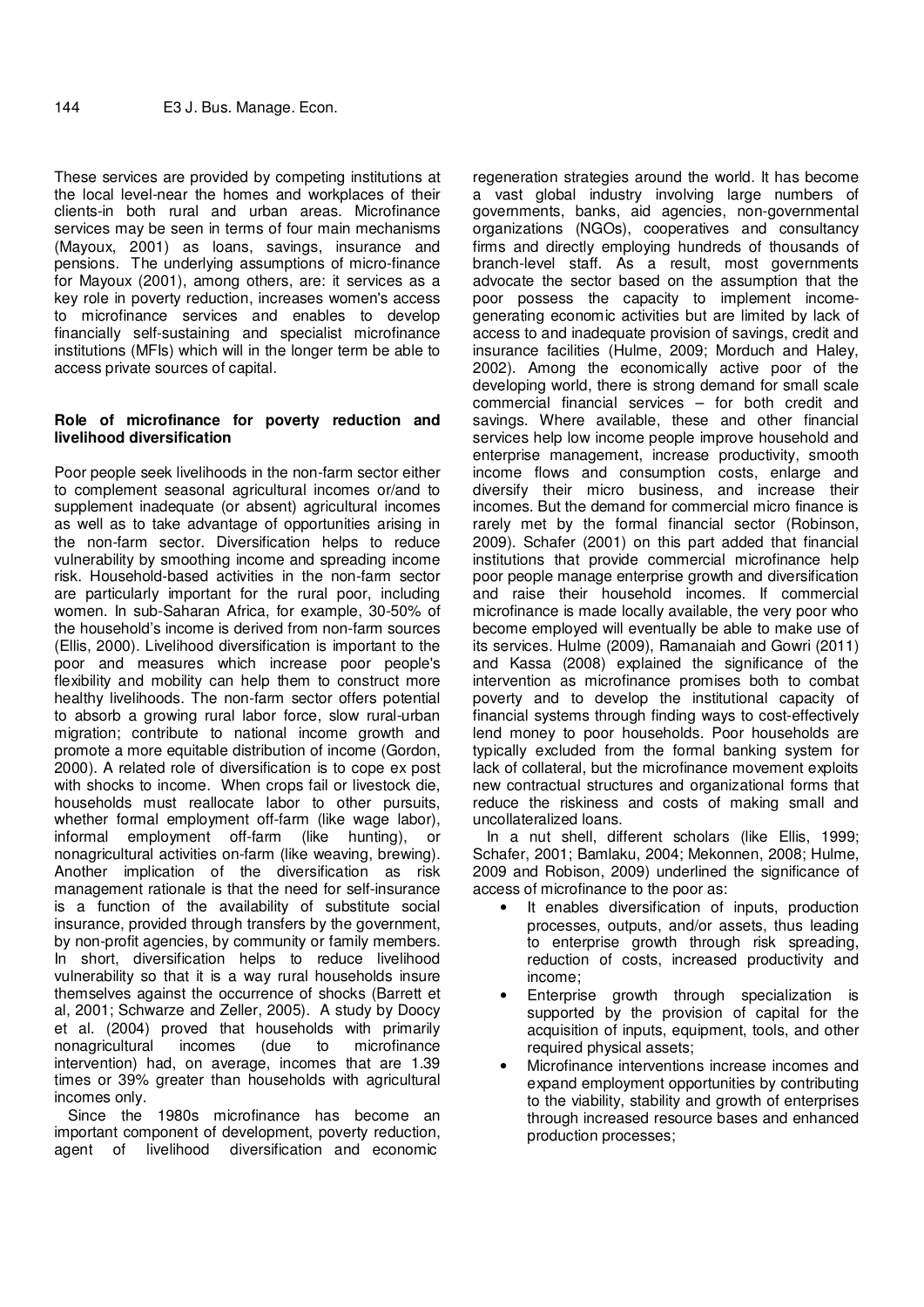These services are provided by competing institutions at the local level-near the homes and workplaces of their clients-in both rural and urban areas. Microfinance services may be seen in terms of four main mechanisms (Mayoux, 2001) as loans, savings, insurance and pensions. The underlying assumptions of micro-finance for Mayoux (2001), among others, are: it services as a key role in poverty reduction, increases women's access to microfinance services and enables to develop financially self-sustaining and specialist microfinance institutions (MFIs) which will in the longer term be able to access private sources of capital.

**Role of microfinance for poverty reduction and livelihood diversification**

Poor people seek livelihoods in the non-farm sector either to complement seasonal agricultural incomes or/and to supplement inadequate (or absent) agricultural incomes as well as to take advantage of opportunities arising in the non-farm sector. Diversification helps to reduce vulnerability by smoothing income and spreading income risk. Household-based activities in the non-farm sector are particularly important for the rural poor, including women. In sub-Saharan Africa, for example, 30-50% of the household's income is derived from non-farm sources (Ellis, 2000). Livelihood diversification is important to the poor and measures which increase poor people's flexibility and mobility can help them to construct more healthy livelihoods. The non-farm sector offers potential to absorb a growing rural labor force, slow rural-urban migration; contribute to national income growth and promote a more equitable distribution of income (Gordon, 2000). A related role of diversification is to cope ex post with shocks to income. When crops fail or livestock die, households must reallocate labor to other pursuits, whether formal employment off-farm (like wage labor), informal employment off-farm (like hunting), or nonagricultural activities on-farm (like weaving, brewing). Another implication of the diversification as risk management rationale is that the need for self-insurance is a function of the availability of substitute social insurance, provided through transfers by the government, by non-profit agencies, by community or family members. In short, diversification helps to reduce livelihood vulnerability so that it is a way rural households insure themselves against the occurrence of shocks (Barrett et al, 2001; Schwarze and Zeller, 2005). A study by Doocy et al. (2004) proved that households with primarily nonagricultural incomes (due to microfinance intervention) had, on average, incomes that are 1.39 times or 39% greater than households with agricultural incomes only.

Since the 1980s microfinance has become an important component of development, poverty reduction, agent of livelihood diversification and economic regeneration strategies around the world. It has become a vast global industry involving large numbers of governments, banks, aid agencies, non-governmental organizations (NGOs), cooperatives and consultancy firms and directly employing hundreds of thousands of branch-level staff. As a result, most governments advocate the sector based on the assumption that the poor possess the capacity to implement income-generating economic activities but are limited by lack of access to and inadequate provision of savings, credit and insurance facilities (Hulme, 2009; Morduch and Haley, 2002). Among the economically active poor of the developing world, there is strong demand for small scale commercial financial services – for both credit and savings. Where available, these and other financial services help low income people improve household and enterprise management, increase productivity, smooth income flows and consumption costs, enlarge and diversify their micro business, and increase their incomes. But the demand for commercial micro finance is rarely met by the formal financial sector (Robinson, 2009). Schafer (2001) on this part added that financial institutions that provide commercial microfinance help poor people manage enterprise growth and diversification and raise their household incomes. If commercial microfinance is made locally available, the very poor who become employed will eventually be able to make use of its services. Hulme (2009), Ramanaiah and Gowri (2011) and Kassa (2008) explained the significance of the intervention as microfinance promises both to combat poverty and to develop the institutional capacity of financial systems through finding ways to cost-effectively lend money to poor households. Poor households are typically excluded from the formal banking system for lack of collateral, but the microfinance movement exploits new contractual structures and organizational forms that reduce the riskiness and costs of making small and uncollateralized loans.

In a nut shell, different scholars (like Ellis, 1999; Schafer, 2001; Bamlaku, 2004; Mekonnen, 2008; Hulme, 2009 and Robison, 2009) underlined the significance of access of microfinance to the poor as:

- It enables diversification of inputs, production processes, outputs, and/or assets, thus leading to enterprise growth through risk spreading, reduction of costs, increased productivity and income;
- Enterprise growth through specialization is supported by the provision of capital for the acquisition of inputs, equipment, tools, and other required physical assets;
- Microfinance interventions increase incomes and expand employment opportunities by contributing to the viability, stability and growth of enterprises through increased resource bases and enhanced production processes;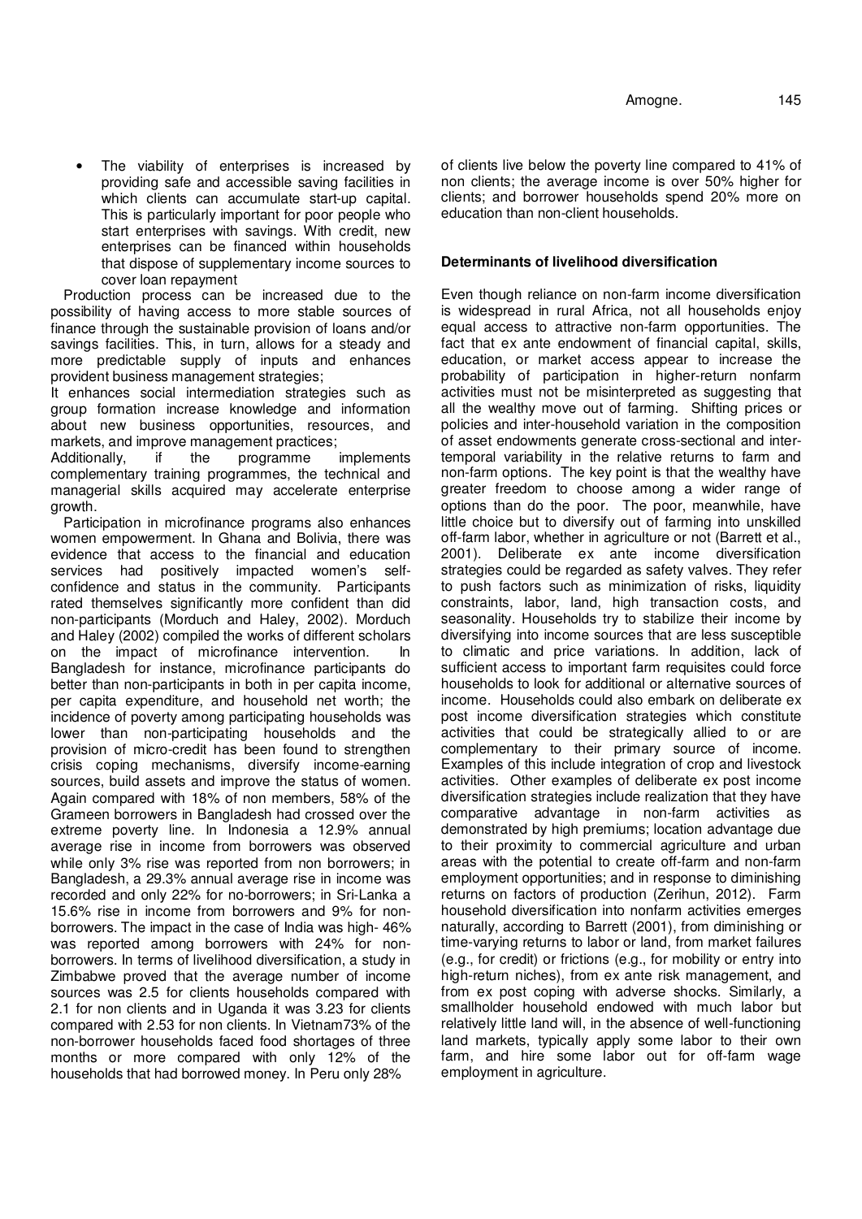- The viability of enterprises is increased by providing safe and accessible saving facilities in which clients can accumulate start-up capital. This is particularly important for poor people who start enterprises with savings. With credit, new enterprises can be financed within households that dispose of supplementary income sources to cover loan repayment

Production process can be increased due to the possibility of having access to more stable sources of finance through the sustainable provision of loans and/or savings facilities. This, in turn, allows for a steady and more predictable supply of inputs and enhances provident business management strategies;

It enhances social intermediation strategies such as group formation increase knowledge and information about new business opportunities, resources, and markets, and improve management practices;

Additionally, if the programme implements complementary training programmes, the technical and managerial skills acquired may accelerate enterprise growth.

Participation in microfinance programs also enhances women empowerment. In Ghana and Bolivia, there was evidence that access to the financial and education services had positively impacted women's self-confidence and status in the community. Participants rated themselves significantly more confident than did non-participants (Morduch and Haley, 2002). Morduch and Haley (2002) compiled the works of different scholars on the impact of microfinance intervention. In Bangladesh for instance, microfinance participants do better than non-participants in both in per capita income, per capita expenditure, and household net worth; the incidence of poverty among participating households was lower than non-participating households and the provision of micro-credit has been found to strengthen crisis coping mechanisms, diversify income-earning sources, build assets and improve the status of women. Again compared with 18% of non members, 58% of the Grameen borrowers in Bangladesh had crossed over the extreme poverty line. In Indonesia a 12.9% annual average rise in income from borrowers was observed while only 3% rise was reported from non borrowers; in Bangladesh, a 29.3% annual average rise in income was recorded and only 22% for no-borrowers; in Sri-Lanka a 15.6% rise in income from borrowers and 9% for non-borrowers. The impact in the case of India was high- 46% was reported among borrowers with 24% for non-borrowers. In terms of livelihood diversification, a study in Zimbabwe proved that the average number of income sources was 2.5 for clients households compared with 2.1 for non clients and in Uganda it was 3.23 for clients compared with 2.53 for non clients. In Vietnam73% of the non-borrower households faced food shortages of three months or more compared with only 12% of the households that had borrowed money. In Peru only 28% of clients live below the poverty line compared to 41% of non clients; the average income is over 50% higher for clients; and borrower households spend 20% more on education than non-client households.

### Determinants of livelihood diversification

Even though reliance on non-farm income diversification is widespread in rural Africa, not all households enjoy equal access to attractive non-farm opportunities. The fact that ex ante endowment of financial capital, skills, education, or market access appear to increase the probability of participation in higher-return nonfarm activities must not be misinterpreted as suggesting that all the wealthy move out of farming. Shifting prices or policies and inter-household variation in the composition of asset endowments generate cross-sectional and inter-temporal variability in the relative returns to farm and non-farm options. The key point is that the wealthy have greater freedom to choose among a wider range of options than do the poor. The poor, meanwhile, have little choice but to diversify out of farming into unskilled off-farm labor, whether in agriculture or not (Barrett et al., 2001). Deliberate ex ante income diversification strategies could be regarded as safety valves. They refer to push factors such as minimization of risks, liquidity constraints, labor, land, high transaction costs, and seasonality. Households try to stabilize their income by diversifying into income sources that are less susceptible to climatic and price variations. In addition, lack of sufficient access to important farm requisites could force households to look for additional or alternative sources of income. Households could also embark on deliberate ex post income diversification strategies which constitute activities that could be strategically allied to or are complementary to their primary source of income. Examples of this include integration of crop and livestock activities. Other examples of deliberate ex post income diversification strategies include realization that they have comparative advantage in non-farm activities as demonstrated by high premiums; location advantage due to their proximity to commercial agriculture and urban areas with the potential to create off-farm and non-farm employment opportunities; and in response to diminishing returns on factors of production (Zerihun, 2012). Farm household diversification into nonfarm activities emerges naturally, according to Barrett (2001), from diminishing or time-varying returns to labor or land, from market failures (e.g., for credit) or frictions (e.g., for mobility or entry into high-return niches), from ex ante risk management, and from ex post coping with adverse shocks. Similarly, a smallholder household endowed with much labor but relatively little land will, in the absence of well-functioning land markets, typically apply some labor to their own farm, and hire some labor out for off-farm wage employment in agriculture.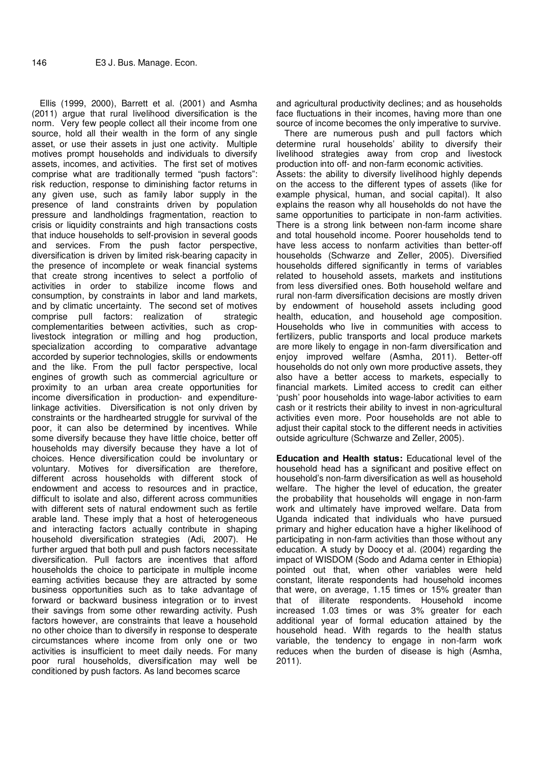Ellis (1999, 2000), Barrett et al. (2001) and Asmha (2011) argue that rural livelihood diversification is the norm. Very few people collect all their income from one source, hold all their wealth in the form of any single asset, or use their assets in just one activity. Multiple motives prompt households and individuals to diversify assets, incomes, and activities. The first set of motives comprise what are traditionally termed "push factors": risk reduction, response to diminishing factor returns in any given use, such as family labor supply in the presence of land constraints driven by population pressure and landholdings fragmentation, reaction to crisis or liquidity constraints and high transactions costs that induce households to self-provision in several goods and services. From the push factor perspective, diversification is driven by limited risk-bearing capacity in the presence of incomplete or weak financial systems that create strong incentives to select a portfolio of activities in order to stabilize income flows and consumption, by constraints in labor and land markets, and by climatic uncertainty. The second set of motives comprise pull factors: realization of strategic complementarities between activities, such as crop-livestock integration or milling and hog production, specialization according to comparative advantage accorded by superior technologies, skills or endowments and the like. From the pull factor perspective, local engines of growth such as commercial agriculture or proximity to an urban area create opportunities for income diversification in production- and expenditure-linkage activities. Diversification is not only driven by constraints or the hardhearted struggle for survival of the poor, it can also be determined by incentives. While some diversify because they have little choice, better off households may diversify because they have a lot of choices. Hence diversification could be involuntary or voluntary. Motives for diversification are therefore, different across households with different stock of endowment and access to resources and in practice, difficult to isolate and also, different across communities with different sets of natural endowment such as fertile arable land. These imply that a host of heterogeneous and interacting factors actually contribute in shaping household diversification strategies (Adi, 2007). He further argued that both pull and push factors necessitate diversification. Pull factors are incentives that afford households the choice to participate in multiple income earning activities because they are attracted by some business opportunities such as to take advantage of forward or backward business integration or to invest their savings from some other rewarding activity. Push factors however, are constraints that leave a household no other choice than to diversify in response to desperate circumstances where income from only one or two activities is insufficient to meet daily needs. For many poor rural households, diversification may well be conditioned by push factors. As land becomes scarce and agricultural productivity declines; and as households face fluctuations in their incomes, having more than one source of income becomes the only imperative to survive.

There are numerous push and pull factors which determine rural households' ability to diversify their livelihood strategies away from crop and livestock production into off- and non-farm economic activities.

Assets: the ability to diversify livelihood highly depends on the access to the different types of assets (like for example physical, human, and social capital). It also explains the reason why all households do not have the same opportunities to participate in non-farm activities. There is a strong link between non-farm income share and total household income. Poorer households tend to have less access to nonfarm activities than better-off households (Schwarze and Zeller, 2005). Diversified households differed significantly in terms of variables related to household assets, markets and institutions from less diversified ones. Both household welfare and rural non-farm diversification decisions are mostly driven by endowment of household assets including good health, education, and household age composition. Households who live in communities with access to fertilizers, public transports and local produce markets are more likely to engage in non-farm diversification and enjoy improved welfare (Asmha, 2011). Better-off households do not only own more productive assets, they also have a better access to markets, especially to financial markets. Limited access to credit can either 'push' poor households into wage-labor activities to earn cash or it restricts their ability to invest in non-agricultural activities even more. Poor households are not able to adjust their capital stock to the different needs in activities outside agriculture (Schwarze and Zeller, 2005).

**Education and Health status:** Educational level of the household head has a significant and positive effect on household's non-farm diversification as well as household welfare. The higher the level of education, the greater the probability that households will engage in non-farm work and ultimately have improved welfare. Data from Uganda indicated that individuals who have pursued primary and higher education have a higher likelihood of participating in non-farm activities than those without any education. A study by Doocy et al. (2004) regarding the impact of WISDOM (Sodo and Adama center in Ethiopia) pointed out that, when other variables were held constant, literate respondents had household incomes that were, on average, 1.15 times or 15% greater than that of illiterate respondents. Household income increased 1.03 times or was 3% greater for each additional year of formal education attained by the household head. With regards to the health status variable, the tendency to engage in non-farm work reduces when the burden of disease is high (Asmha, 2011).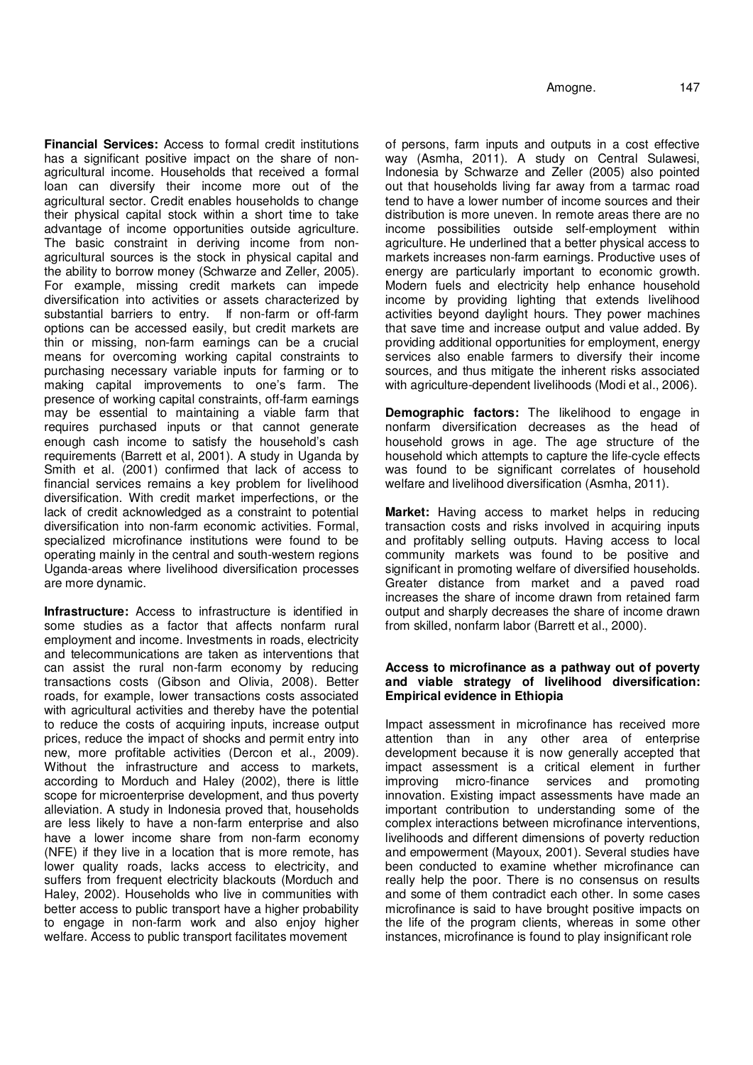**Financial Services:** Access to formal credit institutions has a significant positive impact on the share of non-agricultural income. Households that received a formal loan can diversify their income more out of the agricultural sector. Credit enables households to change their physical capital stock within a short time to take advantage of income opportunities outside agriculture. The basic constraint in deriving income from non-agricultural sources is the stock in physical capital and the ability to borrow money (Schwarze and Zeller, 2005). For example, missing credit markets can impede diversification into activities or assets characterized by substantial barriers to entry. If non-farm or off-farm options can be accessed easily, but credit markets are thin or missing, non-farm earnings can be a crucial means for overcoming working capital constraints to purchasing necessary variable inputs for farming or to making capital improvements to one's farm. The presence of working capital constraints, off-farm earnings may be essential to maintaining a viable farm that requires purchased inputs or that cannot generate enough cash income to satisfy the household's cash requirements (Barrett et al, 2001). A study in Uganda by Smith et al. (2001) confirmed that lack of access to financial services remains a key problem for livelihood diversification. With credit market imperfections, or the lack of credit acknowledged as a constraint to potential diversification into non-farm economic activities. Formal, specialized microfinance institutions were found to be operating mainly in the central and south-western regions Uganda-areas where livelihood diversification processes are more dynamic.

**Infrastructure:** Access to infrastructure is identified in some studies as a factor that affects nonfarm rural employment and income. Investments in roads, electricity and telecommunications are taken as interventions that can assist the rural non-farm economy by reducing transactions costs (Gibson and Olivia, 2008). Better roads, for example, lower transactions costs associated with agricultural activities and thereby have the potential to reduce the costs of acquiring inputs, increase output prices, reduce the impact of shocks and permit entry into new, more profitable activities (Dercon et al., 2009). Without the infrastructure and access to markets, according to Morduch and Haley (2002), there is little scope for microenterprise development, and thus poverty alleviation. A study in Indonesia proved that, households are less likely to have a non-farm enterprise and also have a lower income share from non-farm economy (NFE) if they live in a location that is more remote, has lower quality roads, lacks access to electricity, and suffers from frequent electricity blackouts (Morduch and Haley, 2002). Households who live in communities with better access to public transport have a higher probability to engage in non-farm work and also enjoy higher welfare. Access to public transport facilitates movement of persons, farm inputs and outputs in a cost effective way (Asmha, 2011). A study on Central Sulawesi, Indonesia by Schwarze and Zeller (2005) also pointed out that households living far away from a tarmac road tend to have a lower number of income sources and their distribution is more uneven. In remote areas there are no income possibilities outside self-employment within agriculture. He underlined that a better physical access to markets increases non-farm earnings. Productive uses of energy are particularly important to economic growth. Modern fuels and electricity help enhance household income by providing lighting that extends livelihood activities beyond daylight hours. They power machines that save time and increase output and value added. By providing additional opportunities for employment, energy services also enable farmers to diversify their income sources, and thus mitigate the inherent risks associated with agriculture-dependent livelihoods (Modi et al., 2006).

**Demographic factors:** The likelihood to engage in nonfarm diversification decreases as the head of household grows in age. The age structure of the household which attempts to capture the life-cycle effects was found to be significant correlates of household welfare and livelihood diversification (Asmha, 2011).

**Market:** Having access to market helps in reducing transaction costs and risks involved in acquiring inputs and profitably selling outputs. Having access to local community markets was found to be positive and significant in promoting welfare of diversified households. Greater distance from market and a paved road increases the share of income drawn from retained farm output and sharply decreases the share of income drawn from skilled, nonfarm labor (Barrett et al., 2000).

## Access to microfinance as a pathway out of poverty and viable strategy of livelihood diversification: Empirical evidence in Ethiopia

Impact assessment in microfinance has received more attention than in any other area of enterprise development because it is now generally accepted that impact assessment is a critical element in further improving micro-finance services and promoting innovation. Existing impact assessments have made an important contribution to understanding some of the complex interactions between microfinance interventions, livelihoods and different dimensions of poverty reduction and empowerment (Mayoux, 2001). Several studies have been conducted to examine whether microfinance can really help the poor. There is no consensus on results and some of them contradict each other. In some cases microfinance is said to have brought positive impacts on the life of the program clients, whereas in some other instances, microfinance is found to play insignificant role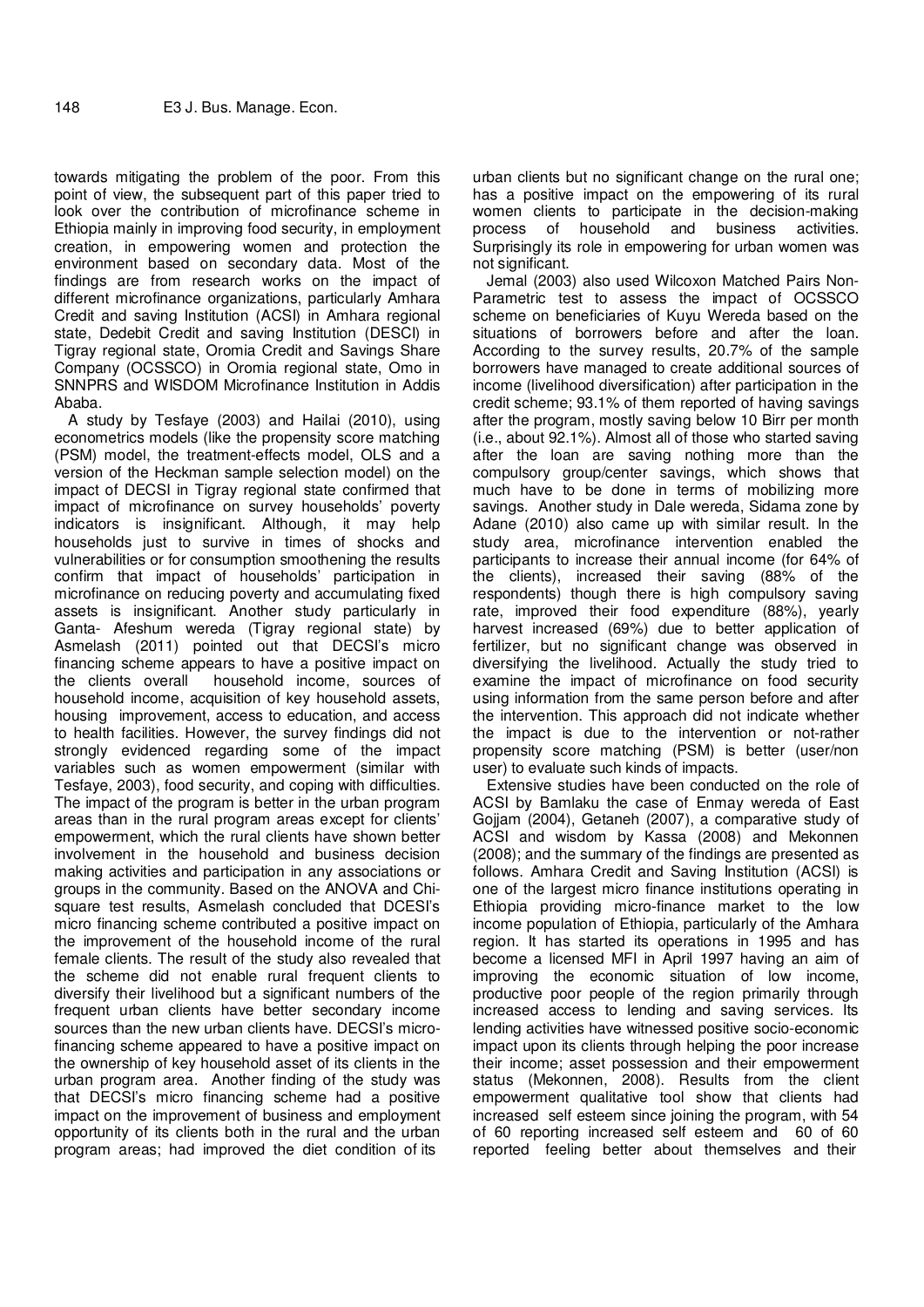towards mitigating the problem of the poor. From this point of view, the subsequent part of this paper tried to look over the contribution of microfinance scheme in Ethiopia mainly in improving food security, in employment creation, in empowering women and protection the environment based on secondary data. Most of the findings are from research works on the impact of different microfinance organizations, particularly Amhara Credit and saving Institution (ACSI) in Amhara regional state, Dedebit Credit and saving Institution (DESCI) in Tigray regional state, Oromia Credit and Savings Share Company (OCSSCO) in Oromia regional state, Omo in SNNPRS and WISDOM Microfinance Institution in Addis Ababa.

A study by Tesfaye (2003) and Hailai (2010), using econometrics models (like the propensity score matching (PSM) model, the treatment-effects model, OLS and a version of the Heckman sample selection model) on the impact of DECSI in Tigray regional state confirmed that impact of microfinance on survey households' poverty indicators is insignificant. Although, it may help households just to survive in times of shocks and vulnerabilities or for consumption smoothening the results confirm that impact of households' participation in microfinance on reducing poverty and accumulating fixed assets is insignificant. Another study particularly in Ganta- Afeshum wereda (Tigray regional state) by Asmelash (2011) pointed out that DECSI's micro financing scheme appears to have a positive impact on the clients overall household income, sources of household income, acquisition of key household assets, housing improvement, access to education, and access to health facilities. However, the survey findings did not strongly evidenced regarding some of the impact variables such as women empowerment (similar with Tesfaye, 2003), food security, and coping with difficulties. The impact of the program is better in the urban program areas than in the rural program areas except for clients' empowerment, which the rural clients have shown better involvement in the household and business decision making activities and participation in any associations or groups in the community. Based on the ANOVA and Chi-square test results, Asmelash concluded that DCESI's micro financing scheme contributed a positive impact on the improvement of the household income of the rural female clients. The result of the study also revealed that the scheme did not enable rural frequent clients to diversify their livelihood but a significant numbers of the frequent urban clients have better secondary income sources than the new urban clients have. DECSI's micro-financing scheme appeared to have a positive impact on the ownership of key household asset of its clients in the urban program area. Another finding of the study was that DECSI's micro financing scheme had a positive impact on the improvement of business and employment opportunity of its clients both in the rural and the urban program areas; had improved the diet condition of its urban clients but no significant change on the rural one; has a positive impact on the empowering of its rural women clients to participate in the decision-making process of household and business activities. Surprisingly its role in empowering for urban women was not significant.

Jemal (2003) also used Wilcoxon Matched Pairs Non-Parametric test to assess the impact of OCSSCO scheme on beneficiaries of Kuyu Wereda based on the situations of borrowers before and after the loan. According to the survey results, 20.7% of the sample borrowers have managed to create additional sources of income (livelihood diversification) after participation in the credit scheme; 93.1% of them reported of having savings after the program, mostly saving below 10 Birr per month (i.e., about 92.1%). Almost all of those who started saving after the loan are saving nothing more than the compulsory group/center savings, which shows that much have to be done in terms of mobilizing more savings. Another study in Dale wereda, Sidama zone by Adane (2010) also came up with similar result. In the study area, microfinance intervention enabled the participants to increase their annual income (for 64% of the clients), increased their saving (88% of the respondents) though there is high compulsory saving rate, improved their food expenditure (88%), yearly harvest increased (69%) due to better application of fertilizer, but no significant change was observed in diversifying the livelihood. Actually the study tried to examine the impact of microfinance on food security using information from the same person before and after the intervention. This approach did not indicate whether the impact is due to the intervention or not-rather propensity score matching (PSM) is better (user/non user) to evaluate such kinds of impacts.

Extensive studies have been conducted on the role of ACSI by Bamlaku the case of Enmay wereda of East Gojjam (2004), Getaneh (2007), a comparative study of ACSI and wisdom by Kassa (2008) and Mekonnen (2008); and the summary of the findings are presented as follows. Amhara Credit and Saving Institution (ACSI) is one of the largest micro finance institutions operating in Ethiopia providing micro-finance market to the low income population of Ethiopia, particularly of the Amhara region. It has started its operations in 1995 and has become a licensed MFI in April 1997 having an aim of improving the economic situation of low income, productive poor people of the region primarily through increased access to lending and saving services. Its lending activities have witnessed positive socio-economic impact upon its clients through helping the poor increase their income; asset possession and their empowerment status (Mekonnen, 2008). Results from the client empowerment qualitative tool show that clients had increased self esteem since joining the program, with 54 of 60 reporting increased self esteem and 60 of 60 reported feeling better about themselves and their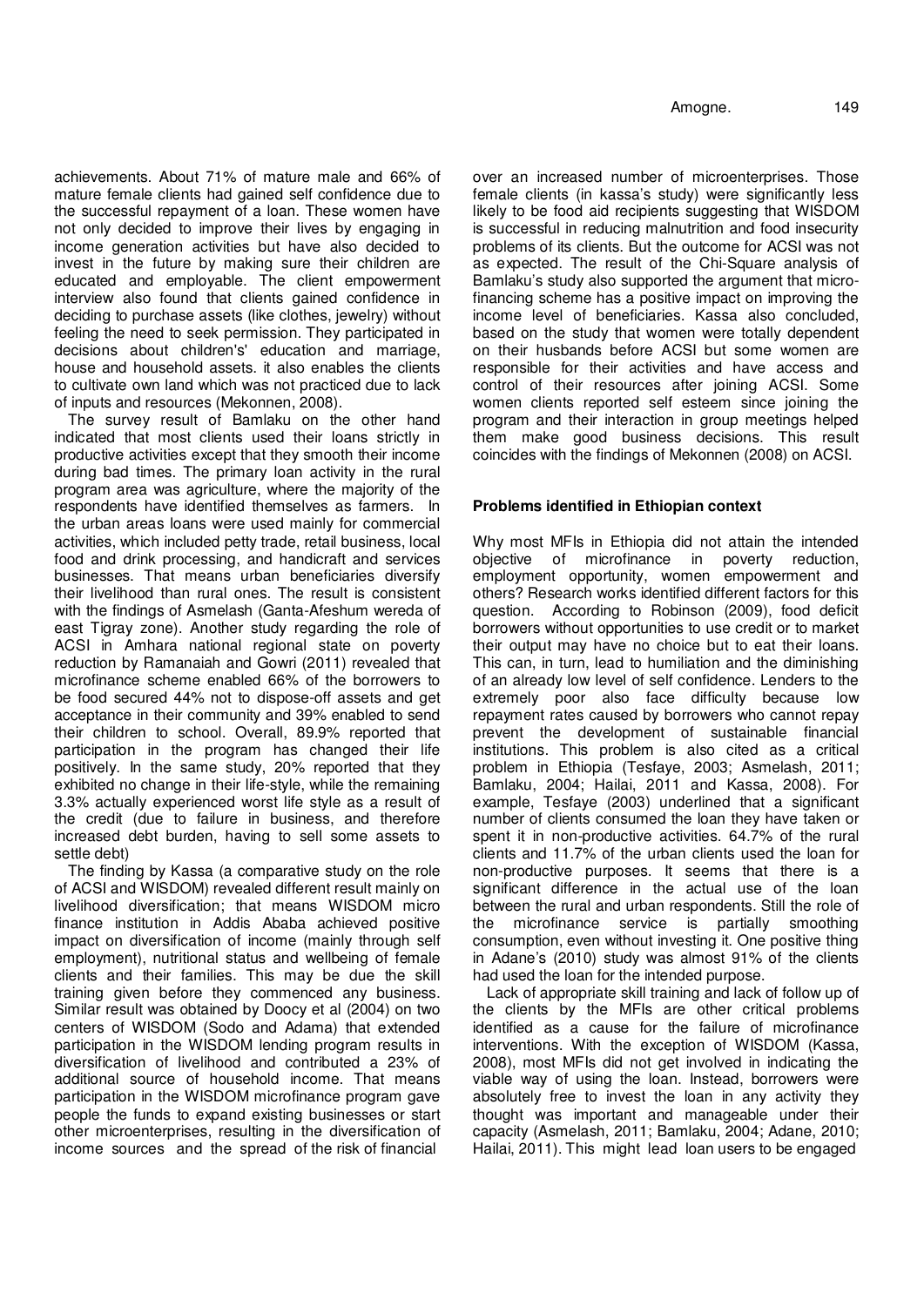achievements. About 71% of mature male and 66% of mature female clients had gained self confidence due to the successful repayment of a loan. These women have not only decided to improve their lives by engaging in income generation activities but have also decided to invest in the future by making sure their children are educated and employable. The client empowerment interview also found that clients gained confidence in deciding to purchase assets (like clothes, jewelry) without feeling the need to seek permission. They participated in decisions about children's' education and marriage, house and household assets. it also enables the clients to cultivate own land which was not practiced due to lack of inputs and resources (Mekonnen, 2008).

The survey result of Bamlaku on the other hand indicated that most clients used their loans strictly in productive activities except that they smooth their income during bad times. The primary loan activity in the rural program area was agriculture, where the majority of the respondents have identified themselves as farmers. In the urban areas loans were used mainly for commercial activities, which included petty trade, retail business, local food and drink processing, and handicraft and services businesses. That means urban beneficiaries diversify their livelihood than rural ones. The result is consistent with the findings of Asmelash (Ganta-Afeshum wereda of east Tigray zone). Another study regarding the role of ACSI in Amhara national regional state on poverty reduction by Ramanaiah and Gowri (2011) revealed that microfinance scheme enabled 66% of the borrowers to be food secured 44% not to dispose-off assets and get acceptance in their community and 39% enabled to send their children to school. Overall, 89.9% reported that participation in the program has changed their life positively. In the same study, 20% reported that they exhibited no change in their life-style, while the remaining 3.3% actually experienced worst life style as a result of the credit (due to failure in business, and therefore increased debt burden, having to sell some assets to settle debt)

The finding by Kassa (a comparative study on the role of ACSI and WISDOM) revealed different result mainly on livelihood diversification; that means WISDOM micro finance institution in Addis Ababa achieved positive impact on diversification of income (mainly through self employment), nutritional status and wellbeing of female clients and their families. This may be due the skill training given before they commenced any business. Similar result was obtained by Doocy et al (2004) on two centers of WISDOM (Sodo and Adama) that extended participation in the WISDOM lending program results in diversification of livelihood and contributed a 23% of additional source of household income. That means participation in the WISDOM microfinance program gave people the funds to expand existing businesses or start other microenterprises, resulting in the diversification of income sources and the spread of the risk of financial over an increased number of microenterprises. Those female clients (in kassa's study) were significantly less likely to be food aid recipients suggesting that WISDOM is successful in reducing malnutrition and food insecurity problems of its clients. But the outcome for ACSI was not as expected. The result of the Chi-Square analysis of Bamlaku's study also supported the argument that micro-financing scheme has a positive impact on improving the income level of beneficiaries. Kassa also concluded, based on the study that women were totally dependent on their husbands before ACSI but some women are responsible for their activities and have access and control of their resources after joining ACSI. Some women clients reported self esteem since joining the program and their interaction in group meetings helped them make good business decisions. This result coincides with the findings of Mekonnen (2008) on ACSI.

### Problems identified in Ethiopian context

Why most MFIs in Ethiopia did not attain the intended objective of microfinance in poverty reduction, employment opportunity, women empowerment and others? Research works identified different factors for this question. According to Robinson (2009), food deficit borrowers without opportunities to use credit or to market their output may have no choice but to eat their loans. This can, in turn, lead to humiliation and the diminishing of an already low level of self confidence. Lenders to the extremely poor also face difficulty because low repayment rates caused by borrowers who cannot repay prevent the development of sustainable financial institutions. This problem is also cited as a critical problem in Ethiopia (Tesfaye, 2003; Asmelash, 2011; Bamlaku, 2004; Hailai, 2011 and Kassa, 2008). For example, Tesfaye (2003) underlined that a significant number of clients consumed the loan they have taken or spent it in non-productive activities. 64.7% of the rural clients and 11.7% of the urban clients used the loan for non-productive purposes. It seems that there is a significant difference in the actual use of the loan between the rural and urban respondents. Still the role of the microfinance service is partially smoothing consumption, even without investing it. One positive thing in Adane's (2010) study was almost 91% of the clients had used the loan for the intended purpose.

Lack of appropriate skill training and lack of follow up of the clients by the MFIs are other critical problems identified as a cause for the failure of microfinance interventions. With the exception of WISDOM (Kassa, 2008), most MFIs did not get involved in indicating the viable way of using the loan. Instead, borrowers were absolutely free to invest the loan in any activity they thought was important and manageable under their capacity (Asmelash, 2011; Bamlaku, 2004; Adane, 2010; Hailai, 2011). This might lead loan users to be engaged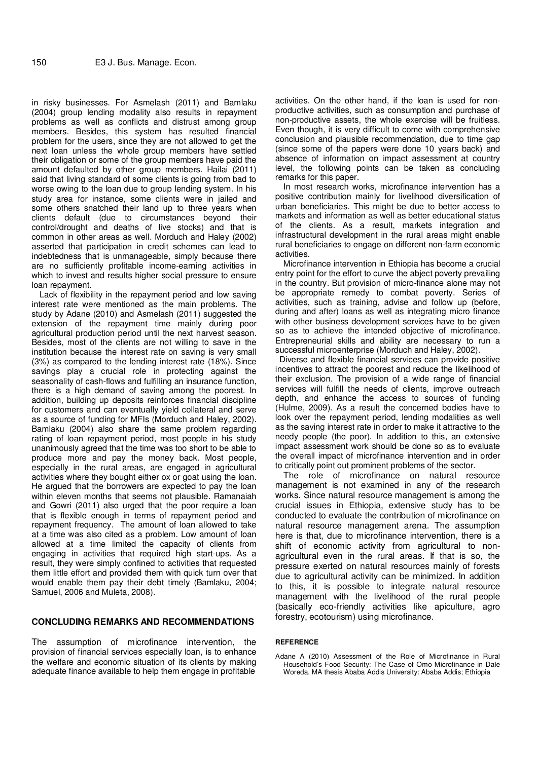in risky businesses. For Asmelash (2011) and Bamlaku (2004) group lending modality also results in repayment problems as well as conflicts and distrust among group members. Besides, this system has resulted financial problem for the users, since they are not allowed to get the next loan unless the whole group members have settled their obligation or some of the group members have paid the amount defaulted by other group members. Hailai (2011) said that living standard of some clients is going from bad to worse owing to the loan due to group lending system. In his study area for instance, some clients were in jailed and some others snatched their land up to three years when clients default (due to circumstances beyond their control/drought and deaths of live stocks) and that is common in other areas as well. Morduch and Haley (2002) asserted that participation in credit schemes can lead to indebtedness that is unmanageable, simply because there are no sufficiently profitable income-earning activities in which to invest and results higher social pressure to ensure loan repayment.

Lack of flexibility in the repayment period and low saving interest rate were mentioned as the main problems. The study by Adane (2010) and Asmelash (2011) suggested the extension of the repayment time mainly during poor agricultural production period until the next harvest season. Besides, most of the clients are not willing to save in the institution because the interest rate on saving is very small (3%) as compared to the lending interest rate (18%). Since savings play a crucial role in protecting against the seasonality of cash-flows and fulfilling an insurance function, there is a high demand of saving among the poorest. In addition, building up deposits reinforces financial discipline for customers and can eventually yield collateral and serve as a source of funding for MFIs (Morduch and Haley, 2002). Bamlaku (2004) also share the same problem regarding rating of loan repayment period, most people in his study unanimously agreed that the time was too short to be able to produce more and pay the money back. Most people, especially in the rural areas, are engaged in agricultural activities where they bought either ox or goat using the loan. He argued that the borrowers are expected to pay the loan within eleven months that seems not plausible. Ramanaiah and Gowri (2011) also urged that the poor require a loan that is flexible enough in terms of repayment period and repayment frequency. The amount of loan allowed to take at a time was also cited as a problem. Low amount of loan allowed at a time limited the capacity of clients from engaging in activities that required high start-ups. As a result, they were simply confined to activities that requested them little effort and provided them with quick turn over that would enable them pay their debt timely (Bamlaku, 2004; Samuel, 2006 and Muleta, 2008).

## CONCLUDING REMARKS AND RECOMMENDATIONS

The assumption of microfinance intervention, the provision of financial services especially loan, is to enhance the welfare and economic situation of its clients by making adequate finance available to help them engage in profitable activities. On the other hand, if the loan is used for non-productive activities, such as consumption and purchase of non-productive assets, the whole exercise will be fruitless. Even though, it is very difficult to come with comprehensive conclusion and plausible recommendation, due to time gap (since some of the papers were done 10 years back) and absence of information on impact assessment at country level, the following points can be taken as concluding remarks for this paper.

In most research works, microfinance intervention has a positive contribution mainly for livelihood diversification of urban beneficiaries. This might be due to better access to markets and information as well as better educational status of the clients. As a result, markets integration and infrastructural development in the rural areas might enable rural beneficiaries to engage on different non-farm economic activities.

Microfinance intervention in Ethiopia has become a crucial entry point for the effort to curve the abject poverty prevailing in the country. But provision of micro-finance alone may not be appropriate remedy to combat poverty. Series of activities, such as training, advise and follow up (before, during and after) loans as well as integrating micro finance with other business development services have to be given so as to achieve the intended objective of microfinance. Entrepreneurial skills and ability are necessary to run a successful microenterprise (Morduch and Haley, 2002).

Diverse and flexible financial services can provide positive incentives to attract the poorest and reduce the likelihood of their exclusion. The provision of a wide range of financial services will fulfill the needs of clients, improve outreach depth, and enhance the access to sources of funding (Hulme, 2009). As a result the concerned bodies have to look over the repayment period, lending modalities as well as the saving interest rate in order to make it attractive to the needy people (the poor). In addition to this, an extensive impact assessment work should be done so as to evaluate the overall impact of microfinance intervention and in order to critically point out prominent problems of the sector.

The role of microfinance on natural resource management is not examined in any of the research works. Since natural resource management is among the crucial issues in Ethiopia, extensive study has to be conducted to evaluate the contribution of microfinance on natural resource management arena. The assumption here is that, due to microfinance intervention, there is a shift of economic activity from agricultural to non-agricultural even in the rural areas. If that is so, the pressure exerted on natural resources mainly of forests due to agricultural activity can be minimized. In addition to this, it is possible to integrate natural resource management with the livelihood of the rural people (basically eco-friendly activities like apiculture, agro forestry, ecotourism) using microfinance.

## REFERENCE

Adane A (2010) Assessment of the Role of Microfinance in Rural Household's Food Security: The Case of Omo Microfinance in Dale Woreda. MA thesis Ababa Addis University: Ababa Addis; Ethiopia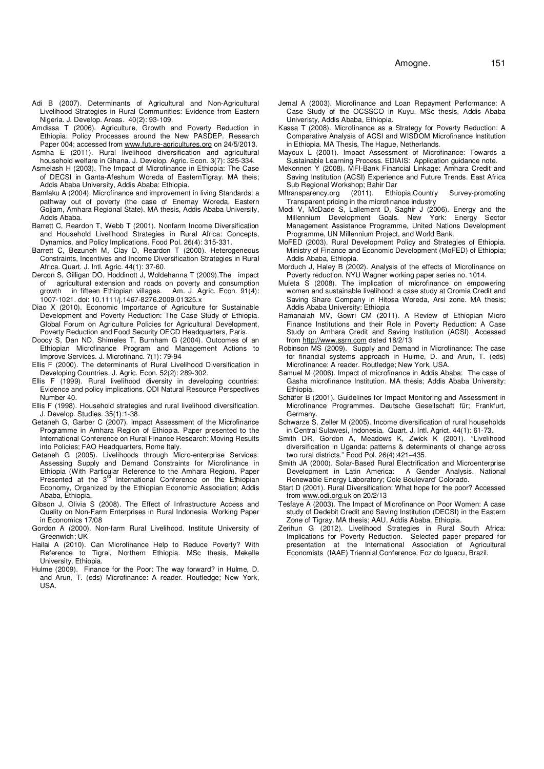Adi B (2007). Determinants of Agricultural and Non-Agricultural Livelihood Strategies in Rural Communities: Evidence from Eastern Nigeria. J. Develop. Areas. 40(2): 93-109.

Amdissa T (2006). Agriculture, Growth and Poverty Reduction in Ethiopia: Policy Processes around the New PASDEP. Research Paper 004; accessed from www.future-agricultures.org on 24/5/2013.

Asmha E (2011). Rural livelihood diversification and agricultural household welfare in Ghana. J. Develop. Agric. Econ. 3(7): 325-334.

Asmelash H (2003). The Impact of Microfinance in Ethiopia: The Case of DECSI in Ganta-Afeshum Woreda of EasternTigray. MA theis; Addis Ababa University, Addis Ababa: Ethiopia.

Bamlaku A (2004). Microfinance and improvement in living Standards: a pathway out of poverty (the case of Enemay Woreda, Eastern Gojjam, Amhara Regional State). MA thesis, Addis Ababa University, Addis Ababa.

Barrett C, Reardon T, Webb T (2001). Nonfarm Income Diversification and Household Livelihood Strategies in Rural Africa: Concepts, Dynamics, and Policy Implications. Food Pol. 26(4): 315-331.

Barrett C, Bezuneh M, Clay D, Reardon T (2000). Heterogeneous Constraints, Incentives and Income Diversification Strategies in Rural Africa. Quart. J. Intl. Agric. 44(1): 37-60.

Dercon S, Gilligan DO, Hoddinott J, Woldehanna T (2009).The impact of agricultural extension and roads on poverty and consumption growth in fifteen Ethiopian villages. Am. J. Agric. Econ. 91(4): 1007-1021. doi: 10.1111/j.1467-8276.2009.01325.x

Diao X (2010). Economic Importance of Agriculture for Sustainable Development and Poverty Reduction: The Case Study of Ethiopia. Global Forum on Agriculture Policies for Agricultural Development, Poverty Reduction and Food Security OECD Headquarters, Paris.

Doocy S, Dan ND, Shimeles T, Burnham G (2004). Outcomes of an Ethiopian Microfinance Program and Management Actions to Improve Services. J. Microfinanc. 7(1): 79-94

Ellis F (2000). The determinants of Rural Livelihood Diversification in Developing Countries. J. Agric. Econ. 52(2): 289-302.

Ellis F (1999). Rural livelihood diversity in developing countries: Evidence and policy implications. ODI Natural Resource Perspectives Number 40.

Ellis F (1998). Household strategies and rural livelihood diversification. J. Develop. Studies. 35(1):1-38.

Getaneh G, Garber C (2007). Impact Assessment of the Microfinance Programme in Amhara Region of Ethiopia. Paper presented to the International Conference on Rural Finance Research: Moving Results into Policies; FAO Headquarters, Rome Italy.

Getaneh G (2005). Livelihoods through Micro-enterprise Services: Assessing Supply and Demand Constraints for Microfinance in Ethiopia (With Particular Reference to the Amhara Region). Paper Presented at the 3rd International Conference on the Ethiopian Economy, Organized by the Ethiopian Economic Association; Addis Ababa, Ethiopia.

Gibson J, Olivia S (2008). The Effect of Infrastructure Access and Quality on Non-Farm Enterprises in Rural Indonesia. Working Paper in Economics 17/08

Gordon A (2000). Non-farm Rural Livelihood. Institute University of Greenwich; UK

Hailai A (2010). Can Microfinance Help to Reduce Poverty? With Reference to Tigrai, Northern Ethiopia. MSc thesis, Mekelle University, Ethiopia.

Hulme (2009). Finance for the Poor: The way forward? in Hulme, D. and Arun, T. (eds) Microfinance: A reader. Routledge; New York, USA.

Jemal A (2003). Microfinance and Loan Repayment Performance: A Case Study of the OCSSCO in Kuyu. MSc thesis, Addis Ababa Univeristy, Addis Ababa, Ethiopia.

Kassa T (2008). Microfinance as a Strategy for Poverty Reduction: A Comparative Analysis of ACSI and WISDOM Microfinance Institution in Ethiopia. MA Thesis, The Hague, Netherlands.

Mayoux L (2001). Impact Assessment of Microfinance: Towards a Sustainable Learning Process. EDIAIS: Application guidance note.

Mekonnen Y (2008). MFI-Bank Financial Linkage: Amhara Credit and Saving Institution (ACSI) Experience and Future Trends. East Africa Sub Regional Workshop; Bahir Dar

Mftransparency.org (2011). Ethiopia:Country Survey-promoting Transparent pricing in the microfinance industry

Modi V, McDade S, Lallement D, Saghir J (2006). Energy and the Millennium Development Goals. New York: Energy Sector Management Assistance Programme, United Nations Development Programme, UN Millennium Project, and World Bank.

MoFED (2003). Rural Development Policy and Strategies of Ethiopia. Ministry of Finance and Economic Development (MoFED) of Ethiopia; Addis Ababa, Ethiopia.

Morduch J, Haley B (2002). Analysis of the effects of Microfinance on Poverty reduction. NYU Wagner working paper series no. 1014.

Muleta S (2008). The implication of microfinance on empowering women and sustainable livelihood: a case study at Oromia Credit and Saving Share Company in Hitosa Woreda, Arsi zone. MA thesis; Addis Ababa University: Ethiopia

Ramanaiah MV, Gowri CM (2011). A Review of Ethiopian Micro Finance Institutions and their Role in Poverty Reduction: A Case Study on Amhara Credit and Saving Institution (ACSI). Accessed from http://www.ssrn.com dated 18/2/13

Robinson MS (2009). Supply and Demand in Microfinance: The case for financial systems approach in Hulme, D. and Arun, T. (eds) Microfinance: A reader. Routledge; New York, USA.

Samuel M (2006). Impact of microfinance in Addis Ababa: The case of Gasha microfinance Institution. MA thesis; Addis Ababa University: Ethiopia.

Schäfer B (2001). Guidelines for Impact Monitoring and Assessment in Microfinance Programmes. Deutsche Gesellschaft für; Frankfurt, Germany.

Schwarze S, Zeller M (2005). Income diversification of rural households in Central Sulawesi, Indonesia. Quart. J. Intl. Agrict. 44(1): 61-73.

Smith DR, Gordon A, Meadows K, Zwick K (2001). "Livelihood diversification in Uganda: patterns & determinants of change across two rural districts." Food Pol. 26(4):421–435.

Smith JA (2000). Solar-Based Rural Electrification and Microenterprise Development in Latin America: A Gender Analysis. National Renewable Energy Laboratory; Cole Boulevard' Colorado.

Start D (2001). Rural Diversification: What hope for the poor? Accessed from www.odi.org.uk on 20/2/13

Tesfaye A (2003). The Impact of Microfinance on Poor Women: A case study of Dedebit Credit and Saving Institution (DECSI) in the Eastern Zone of Tigray. MA thesis; AAU, Addis Ababa, Ethiopia.

Zerihun G (2012). Livelihood Strategies in Rural South Africa: Implications for Poverty Reduction. Selected paper prepared for presentation at the International Association of Agricultural Economists (IAAE) Triennial Conference, Foz do Iguacu, Brazil.